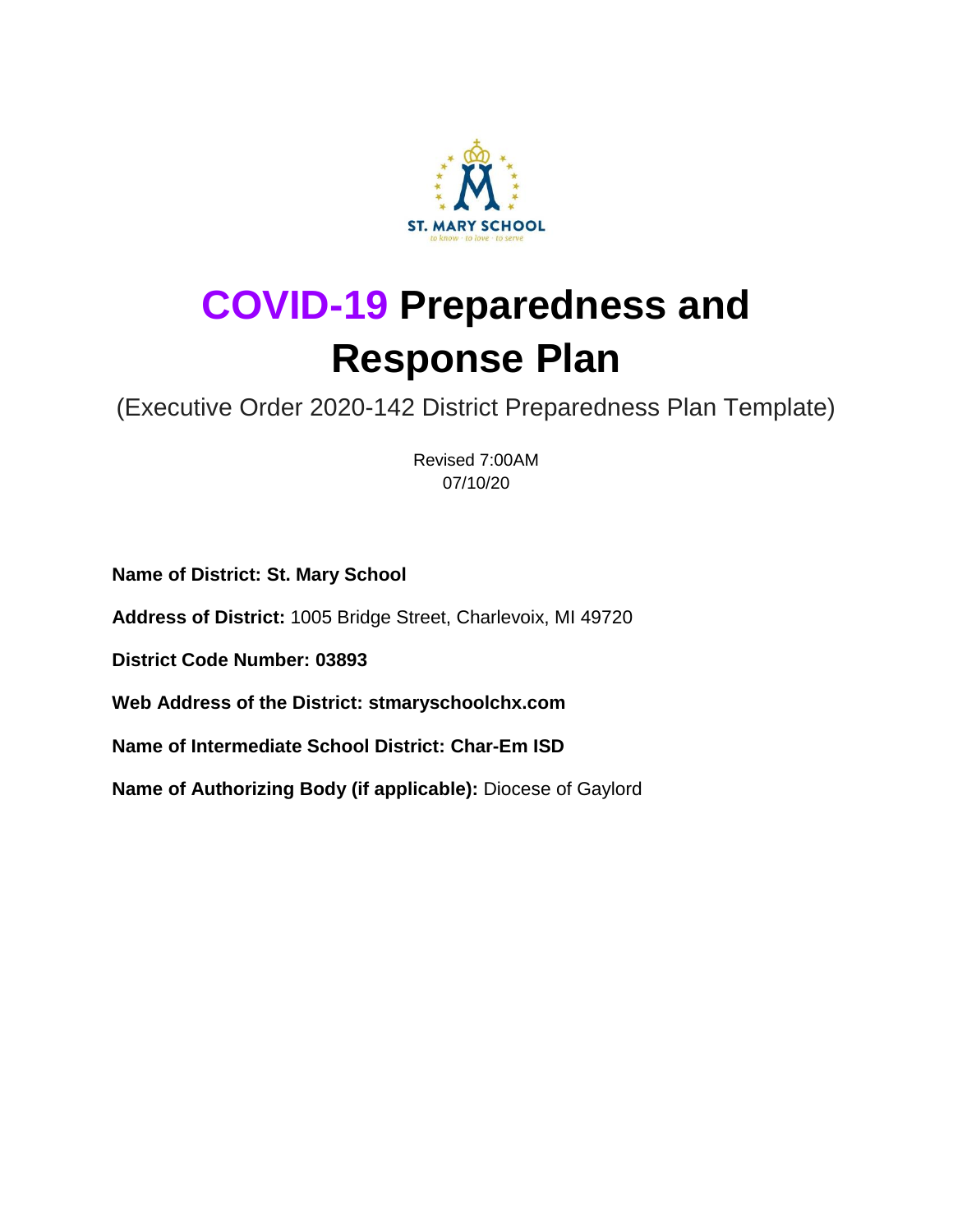# COVID-19 Preparedness and Response Plan

(Executive Order 2020-142 District Preparedness Plan Template)

Revised 7:00AM
07/10/20

**Name of District: St. Mary School**

**Address of District:** 1005 Bridge Street, Charlevoix, MI 49720

**District Code Number: 03893**

**Web Address of the District: stmaryschoolchx.com**

**Name of Intermediate School District: Char-Em ISD**

**Name of Authorizing Body (if applicable):** Diocese of Gaylord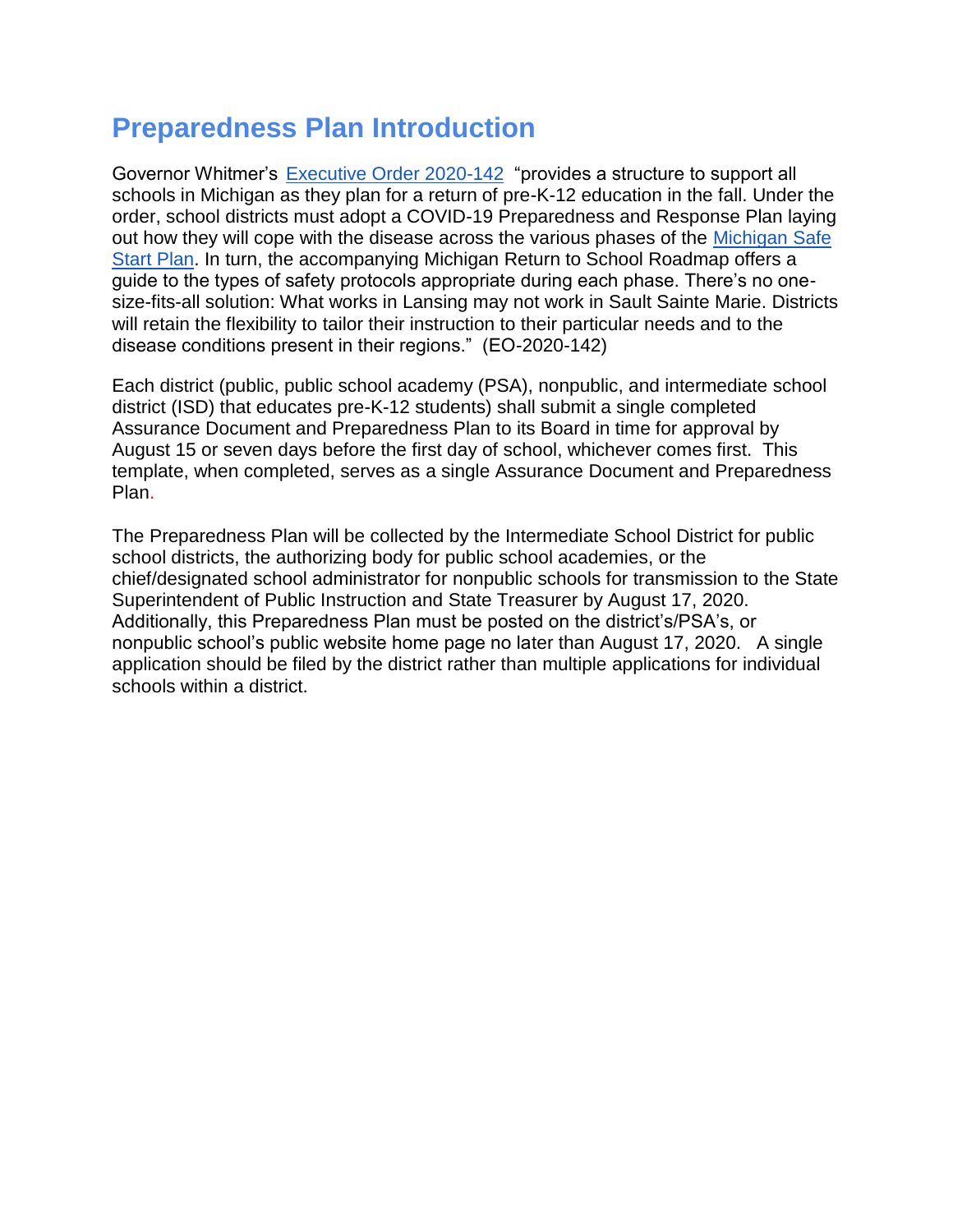# Preparedness Plan Introduction

Governor Whitmer's Executive Order 2020-142 "provides a structure to support all schools in Michigan as they plan for a return of pre-K-12 education in the fall. Under the order, school districts must adopt a COVID-19 Preparedness and Response Plan laying out how they will cope with the disease across the various phases of the Michigan Safe Start Plan. In turn, the accompanying Michigan Return to School Roadmap offers a guide to the types of safety protocols appropriate during each phase. There's no one-size-fits-all solution: What works in Lansing may not work in Sault Sainte Marie. Districts will retain the flexibility to tailor their instruction to their particular needs and to the disease conditions present in their regions." (EO-2020-142)

Each district (public, public school academy (PSA), nonpublic, and intermediate school district (ISD) that educates pre-K-12 students) shall submit a single completed Assurance Document and Preparedness Plan to its Board in time for approval by August 15 or seven days before the first day of school, whichever comes first. This template, when completed, serves as a single Assurance Document and Preparedness Plan.

The Preparedness Plan will be collected by the Intermediate School District for public school districts, the authorizing body for public school academies, or the chief/designated school administrator for nonpublic schools for transmission to the State Superintendent of Public Instruction and State Treasurer by August 17, 2020. Additionally, this Preparedness Plan must be posted on the district's/PSA's, or nonpublic school's public website home page no later than August 17, 2020. A single application should be filed by the district rather than multiple applications for individual schools within a district.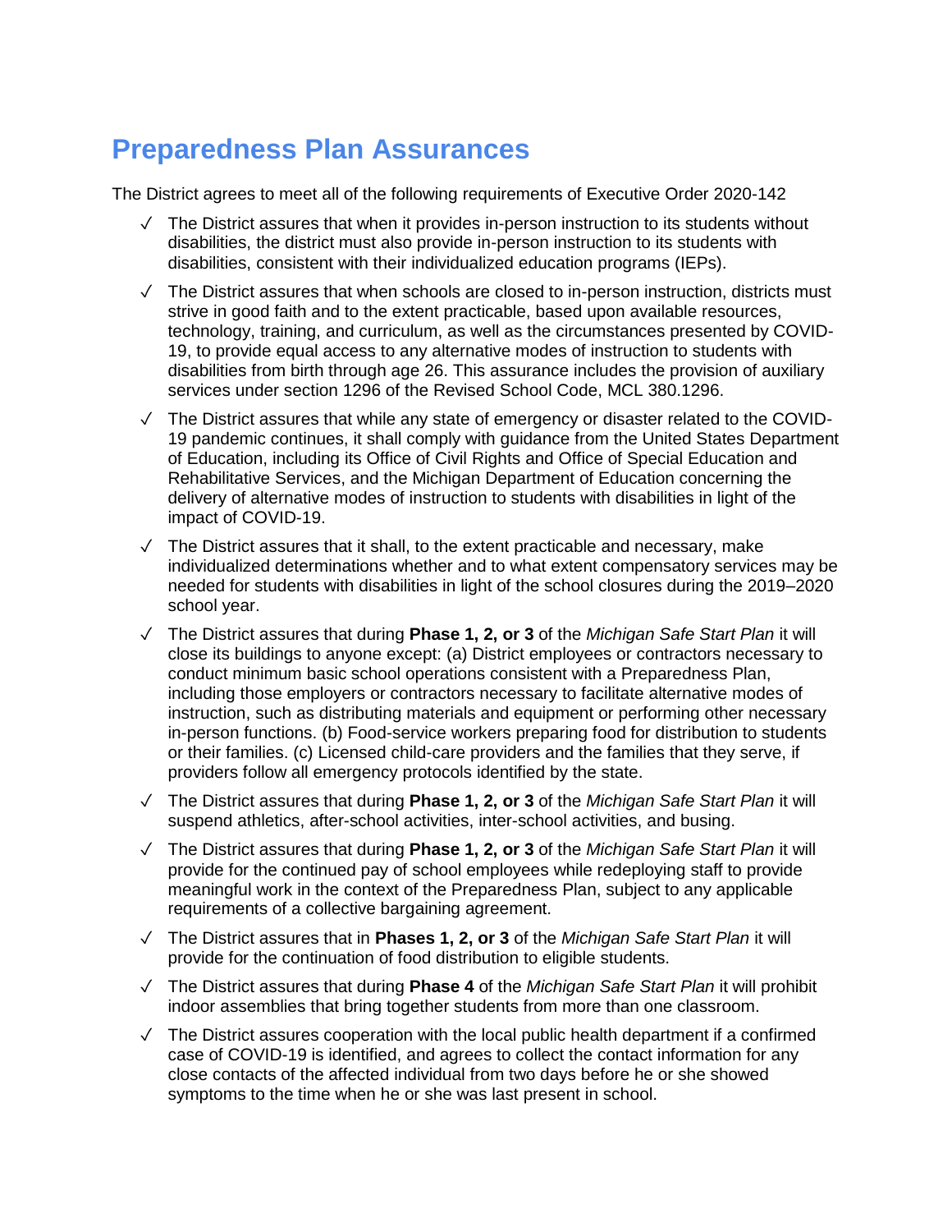## Preparedness Plan Assurances

The District agrees to meet all of the following requirements of Executive Order 2020-142

- ✓ The District assures that when it provides in-person instruction to its students without disabilities, the district must also provide in-person instruction to its students with disabilities, consistent with their individualized education programs (IEPs).
- ✓ The District assures that when schools are closed to in-person instruction, districts must strive in good faith and to the extent practicable, based upon available resources, technology, training, and curriculum, as well as the circumstances presented by COVID-19, to provide equal access to any alternative modes of instruction to students with disabilities from birth through age 26. This assurance includes the provision of auxiliary services under section 1296 of the Revised School Code, MCL 380.1296.
- ✓ The District assures that while any state of emergency or disaster related to the COVID-19 pandemic continues, it shall comply with guidance from the United States Department of Education, including its Office of Civil Rights and Office of Special Education and Rehabilitative Services, and the Michigan Department of Education concerning the delivery of alternative modes of instruction to students with disabilities in light of the impact of COVID-19.
- ✓ The District assures that it shall, to the extent practicable and necessary, make individualized determinations whether and to what extent compensatory services may be needed for students with disabilities in light of the school closures during the 2019–2020 school year.
- ✓ The District assures that during **Phase 1, 2, or 3** of the *Michigan Safe Start Plan* it will close its buildings to anyone except: (a) District employees or contractors necessary to conduct minimum basic school operations consistent with a Preparedness Plan, including those employers or contractors necessary to facilitate alternative modes of instruction, such as distributing materials and equipment or performing other necessary in-person functions. (b) Food-service workers preparing food for distribution to students or their families. (c) Licensed child-care providers and the families that they serve, if providers follow all emergency protocols identified by the state.
- ✓ The District assures that during **Phase 1, 2, or 3** of the *Michigan Safe Start Plan* it will suspend athletics, after-school activities, inter-school activities, and busing.
- ✓ The District assures that during **Phase 1, 2, or 3** of the *Michigan Safe Start Plan* it will provide for the continued pay of school employees while redeploying staff to provide meaningful work in the context of the Preparedness Plan, subject to any applicable requirements of a collective bargaining agreement.
- ✓ The District assures that in **Phases 1, 2, or 3** of the *Michigan Safe Start Plan* it will provide for the continuation of food distribution to eligible students.
- ✓ The District assures that during **Phase 4** of the *Michigan Safe Start Plan* it will prohibit indoor assemblies that bring together students from more than one classroom.
- ✓ The District assures cooperation with the local public health department if a confirmed case of COVID-19 is identified, and agrees to collect the contact information for any close contacts of the affected individual from two days before he or she showed symptoms to the time when he or she was last present in school.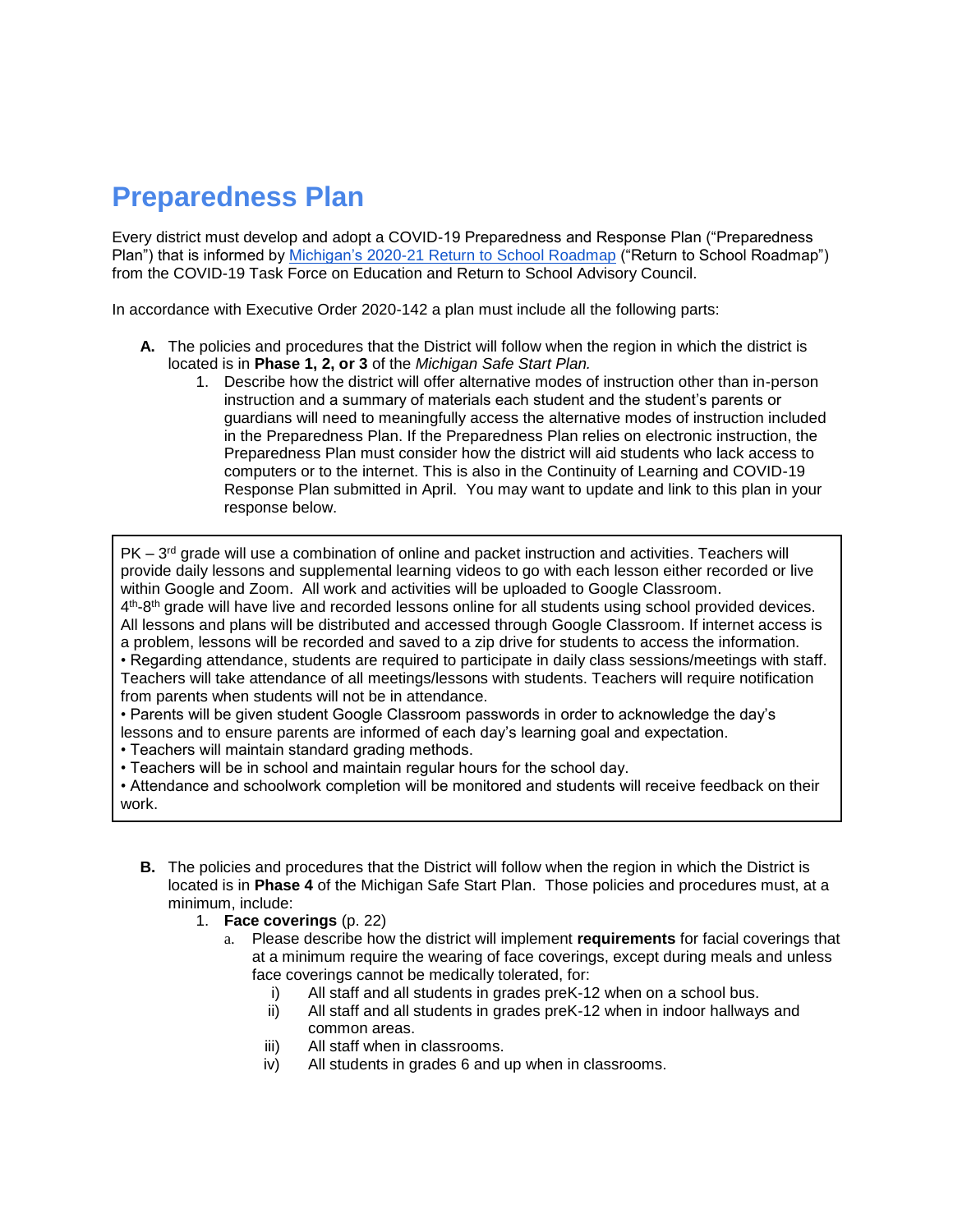# Preparedness Plan

Every district must develop and adopt a COVID-19 Preparedness and Response Plan ("Preparedness Plan") that is informed by [Michigan's 2020-21 Return to School Roadmap](#) ("Return to School Roadmap") from the COVID-19 Task Force on Education and Return to School Advisory Council.

In accordance with Executive Order 2020-142 a plan must include all the following parts:

**A.** The policies and procedures that the District will follow when the region in which the district is located is in **Phase 1, 2, or 3** of the *Michigan Safe Start Plan.*

1. Describe how the district will offer alternative modes of instruction other than in-person instruction and a summary of materials each student and the student's parents or guardians will need to meaningfully access the alternative modes of instruction included in the Preparedness Plan. If the Preparedness Plan relies on electronic instruction, the Preparedness Plan must consider how the district will aid students who lack access to computers or to the internet. This is also in the Continuity of Learning and COVID-19 Response Plan submitted in April. You may want to update and link to this plan in your response below.

PK – 3rd grade will use a combination of online and packet instruction and activities. Teachers will provide daily lessons and supplemental learning videos to go with each lesson either recorded or live within Google and Zoom. All work and activities will be uploaded to Google Classroom.
4th-8th grade will have live and recorded lessons online for all students using school provided devices. All lessons and plans will be distributed and accessed through Google Classroom. If internet access is a problem, lessons will be recorded and saved to a zip drive for students to access the information.
• Regarding attendance, students are required to participate in daily class sessions/meetings with staff. Teachers will take attendance of all meetings/lessons with students. Teachers will require notification from parents when students will not be in attendance.
• Parents will be given student Google Classroom passwords in order to acknowledge the day's lessons and to ensure parents are informed of each day's learning goal and expectation.
• Teachers will maintain standard grading methods.
• Teachers will be in school and maintain regular hours for the school day.
• Attendance and schoolwork completion will be monitored and students will receive feedback on their work.

**B.** The policies and procedures that the District will follow when the region in which the District is located is in **Phase 4** of the Michigan Safe Start Plan. Those policies and procedures must, at a minimum, include:

1. **Face coverings** (p. 22)
   a. Please describe how the district will implement **requirements** for facial coverings that at a minimum require the wearing of face coverings, except during meals and unless face coverings cannot be medically tolerated, for:
      i) All staff and all students in grades preK-12 when on a school bus.
      ii) All staff and all students in grades preK-12 when in indoor hallways and common areas.
      iii) All staff when in classrooms.
      iv) All students in grades 6 and up when in classrooms.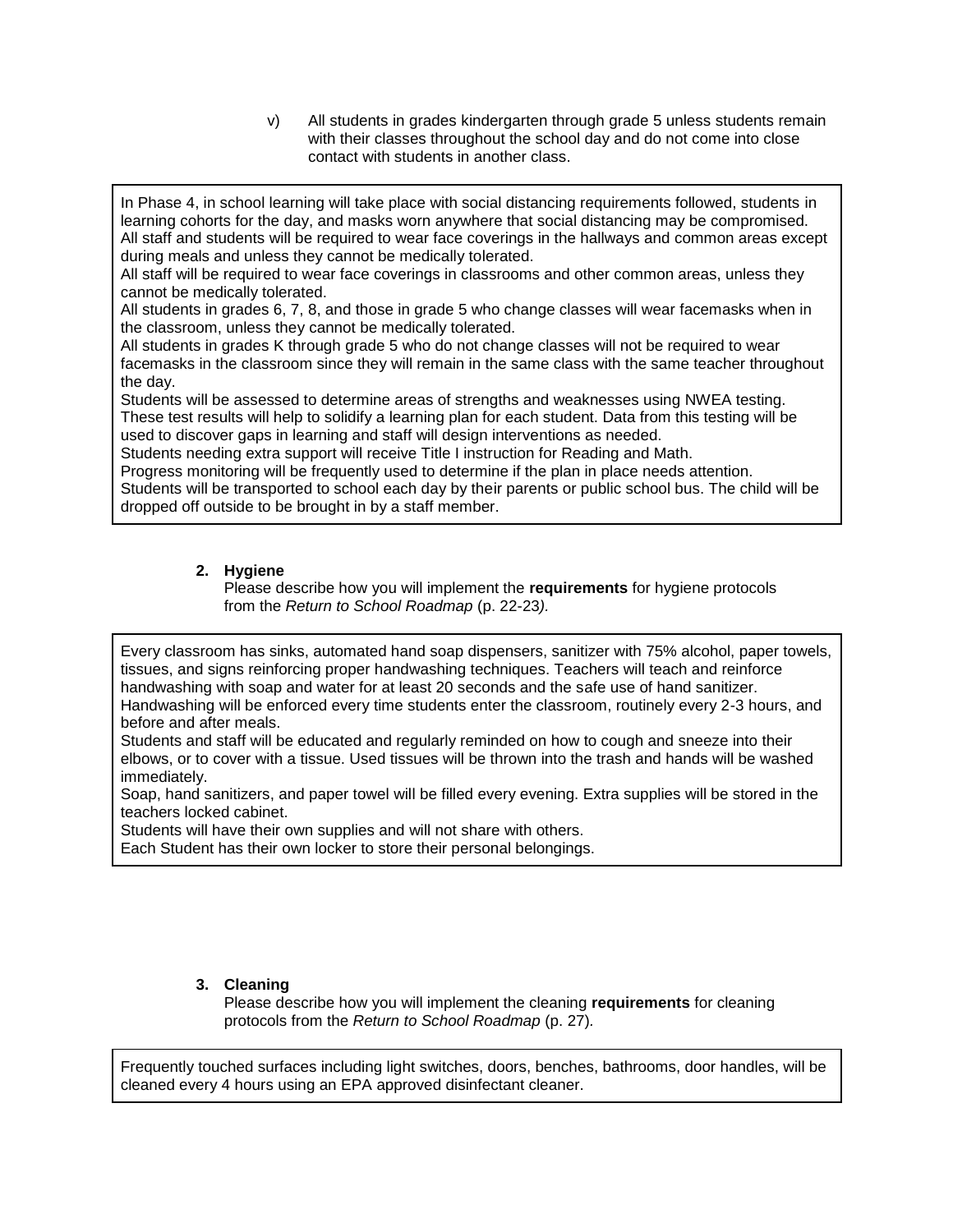v) All students in grades kindergarten through grade 5 unless students remain with their classes throughout the school day and do not come into close contact with students in another class.

In Phase 4, in school learning will take place with social distancing requirements followed, students in learning cohorts for the day, and masks worn anywhere that social distancing may be compromised.
All staff and students will be required to wear face coverings in the hallways and common areas except during meals and unless they cannot be medically tolerated.
All staff will be required to wear face coverings in classrooms and other common areas, unless they cannot be medically tolerated.
All students in grades 6, 7, 8, and those in grade 5 who change classes will wear facemasks when in the classroom, unless they cannot be medically tolerated.
All students in grades K through grade 5 who do not change classes will not be required to wear facemasks in the classroom since they will remain in the same class with the same teacher throughout the day.
Students will be assessed to determine areas of strengths and weaknesses using NWEA testing. These test results will help to solidify a learning plan for each student. Data from this testing will be used to discover gaps in learning and staff will design interventions as needed.
Students needing extra support will receive Title I instruction for Reading and Math.
Progress monitoring will be frequently used to determine if the plan in place needs attention.
Students will be transported to school each day by their parents or public school bus. The child will be dropped off outside to be brought in by a staff member.

2. **Hygiene**
   Please describe how you will implement the **requirements** for hygiene protocols from the *Return to School Roadmap* (p. 22-23*).*

Every classroom has sinks, automated hand soap dispensers, sanitizer with 75% alcohol, paper towels, tissues, and signs reinforcing proper handwashing techniques. Teachers will teach and reinforce handwashing with soap and water for at least 20 seconds and the safe use of hand sanitizer.
Handwashing will be enforced every time students enter the classroom, routinely every 2-3 hours, and before and after meals.
Students and staff will be educated and regularly reminded on how to cough and sneeze into their elbows, or to cover with a tissue. Used tissues will be thrown into the trash and hands will be washed immediately.
Soap, hand sanitizers, and paper towel will be filled every evening. Extra supplies will be stored in the teachers locked cabinet.
Students will have their own supplies and will not share with others.
Each Student has their own locker to store their personal belongings.

3. **Cleaning**
   Please describe how you will implement the cleaning **requirements** for cleaning protocols from the *Return to School Roadmap* (p. 27).

Frequently touched surfaces including light switches, doors, benches, bathrooms, door handles, will be cleaned every 4 hours using an EPA approved disinfectant cleaner.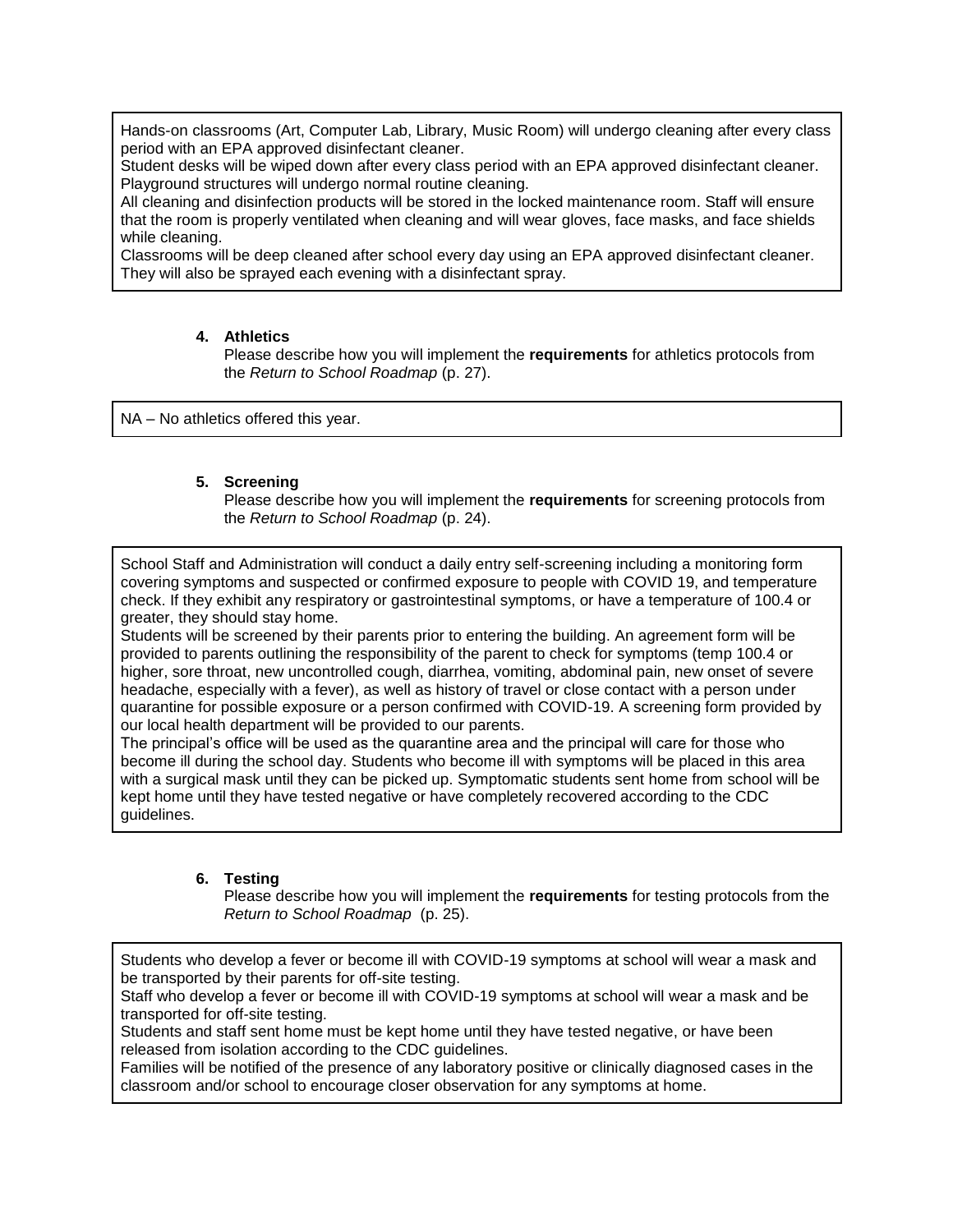Hands-on classrooms (Art, Computer Lab, Library, Music Room) will undergo cleaning after every class period with an EPA approved disinfectant cleaner.
Student desks will be wiped down after every class period with an EPA approved disinfectant cleaner.
Playground structures will undergo normal routine cleaning.
All cleaning and disinfection products will be stored in the locked maintenance room. Staff will ensure that the room is properly ventilated when cleaning and will wear gloves, face masks, and face shields while cleaning.
Classrooms will be deep cleaned after school every day using an EPA approved disinfectant cleaner. They will also be sprayed each evening with a disinfectant spray.

4. **Athletics**
   Please describe how you will implement the **requirements** for athletics protocols from the *Return to School Roadmap* (p. 27).

NA – No athletics offered this year.

5. **Screening**
   Please describe how you will implement the **requirements** for screening protocols from the *Return to School Roadmap* (p. 24).

School Staff and Administration will conduct a daily entry self-screening including a monitoring form covering symptoms and suspected or confirmed exposure to people with COVID 19, and temperature check. If they exhibit any respiratory or gastrointestinal symptoms, or have a temperature of 100.4 or greater, they should stay home.
Students will be screened by their parents prior to entering the building. An agreement form will be provided to parents outlining the responsibility of the parent to check for symptoms (temp 100.4 or higher, sore throat, new uncontrolled cough, diarrhea, vomiting, abdominal pain, new onset of severe headache, especially with a fever), as well as history of travel or close contact with a person under quarantine for possible exposure or a person confirmed with COVID-19. A screening form provided by our local health department will be provided to our parents.
The principal's office will be used as the quarantine area and the principal will care for those who become ill during the school day. Students who become ill with symptoms will be placed in this area with a surgical mask until they can be picked up. Symptomatic students sent home from school will be kept home until they have tested negative or have completely recovered according to the CDC guidelines.

6. **Testing**
   Please describe how you will implement the **requirements** for testing protocols from the *Return to School Roadmap* (p. 25).

Students who develop a fever or become ill with COVID-19 symptoms at school will wear a mask and be transported by their parents for off-site testing.
Staff who develop a fever or become ill with COVID-19 symptoms at school will wear a mask and be transported for off-site testing.
Students and staff sent home must be kept home until they have tested negative, or have been released from isolation according to the CDC guidelines.
Families will be notified of the presence of any laboratory positive or clinically diagnosed cases in the classroom and/or school to encourage closer observation for any symptoms at home.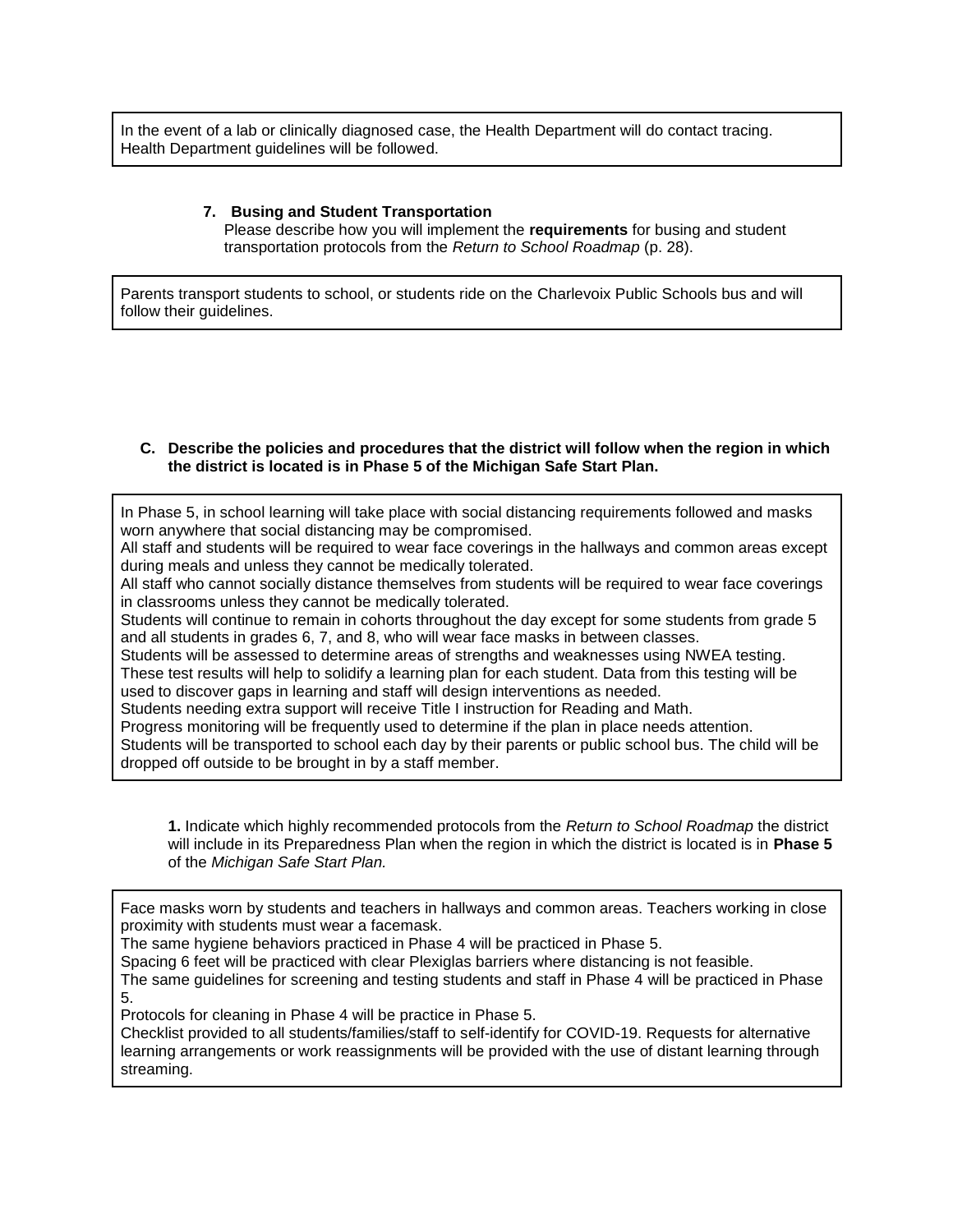In the event of a lab or clinically diagnosed case, the Health Department will do contact tracing. Health Department guidelines will be followed.

**7. Busing and Student Transportation**

Please describe how you will implement the **requirements** for busing and student transportation protocols from the *Return to School Roadmap* (p. 28).

Parents transport students to school, or students ride on the Charlevoix Public Schools bus and will follow their guidelines.

**C. Describe the policies and procedures that the district will follow when the region in which the district is located is in Phase 5 of the Michigan Safe Start Plan.**

In Phase 5, in school learning will take place with social distancing requirements followed and masks worn anywhere that social distancing may be compromised.
All staff and students will be required to wear face coverings in the hallways and common areas except during meals and unless they cannot be medically tolerated.
All staff who cannot socially distance themselves from students will be required to wear face coverings in classrooms unless they cannot be medically tolerated.
Students will continue to remain in cohorts throughout the day except for some students from grade 5 and all students in grades 6, 7, and 8, who will wear face masks in between classes.
Students will be assessed to determine areas of strengths and weaknesses using NWEA testing. These test results will help to solidify a learning plan for each student. Data from this testing will be used to discover gaps in learning and staff will design interventions as needed.
Students needing extra support will receive Title I instruction for Reading and Math.
Progress monitoring will be frequently used to determine if the plan in place needs attention.
Students will be transported to school each day by their parents or public school bus. The child will be dropped off outside to be brought in by a staff member.

**1.** Indicate which highly recommended protocols from the *Return to School Roadmap* the district will include in its Preparedness Plan when the region in which the district is located is in **Phase 5** of the *Michigan Safe Start Plan.*

Face masks worn by students and teachers in hallways and common areas. Teachers working in close proximity with students must wear a facemask.
The same hygiene behaviors practiced in Phase 4 will be practiced in Phase 5.
Spacing 6 feet will be practiced with clear Plexiglas barriers where distancing is not feasible.
The same guidelines for screening and testing students and staff in Phase 4 will be practiced in Phase 5.
Protocols for cleaning in Phase 4 will be practice in Phase 5.
Checklist provided to all students/families/staff to self-identify for COVID-19. Requests for alternative learning arrangements or work reassignments will be provided with the use of distant learning through streaming.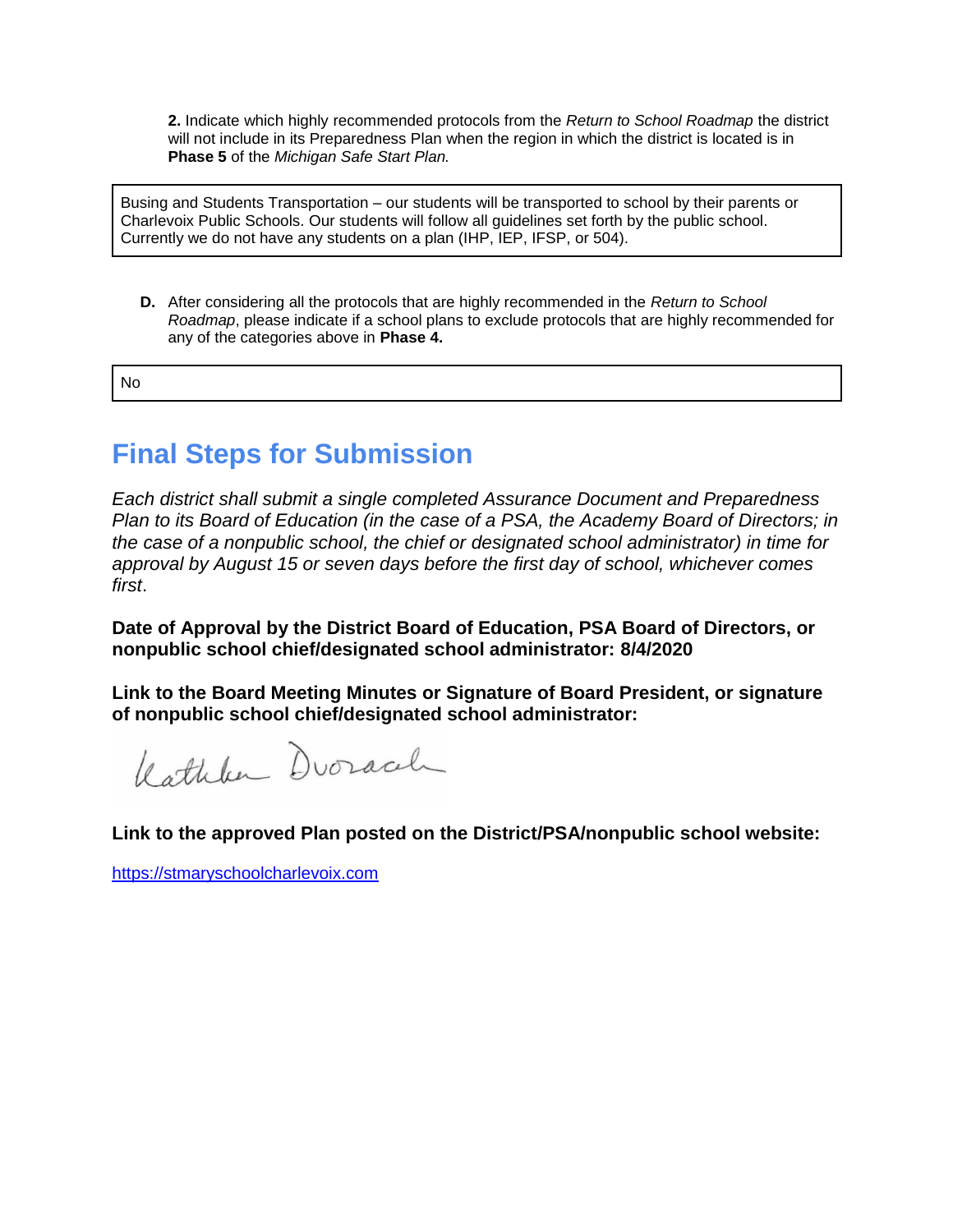**2.** Indicate which highly recommended protocols from the *Return to School Roadmap* the district will not include in its Preparedness Plan when the region in which the district is located is in **Phase 5** of the *Michigan Safe Start Plan.*

| |
|---|
| Busing and Students Transportation – our students will be transported to school by their parents or Charlevoix Public Schools. Our students will follow all guidelines set forth by the public school. Currently we do not have any students on a plan (IHP, IEP, IFSP, or 504). |

**D.** After considering all the protocols that are highly recommended in the *Return to School Roadmap*, please indicate if a school plans to exclude protocols that are highly recommended for any of the categories above in **Phase 4.**

| |
|---|
| No |

# Final Steps for Submission

*Each district shall submit a single completed Assurance Document and Preparedness Plan to its Board of Education (in the case of a PSA, the Academy Board of Directors; in the case of a nonpublic school, the chief or designated school administrator) in time for approval by August 15 or seven days before the first day of school, whichever comes first*.

**Date of Approval by the District Board of Education, PSA Board of Directors, or nonpublic school chief/designated school administrator: 8/4/2020**

**Link to the Board Meeting Minutes or Signature of Board President, or signature of nonpublic school chief/designated school administrator:**

Kathleen Dvorack

**Link to the approved Plan posted on the District/PSA/nonpublic school website:**

https://stmaryschoolcharlevoix.com